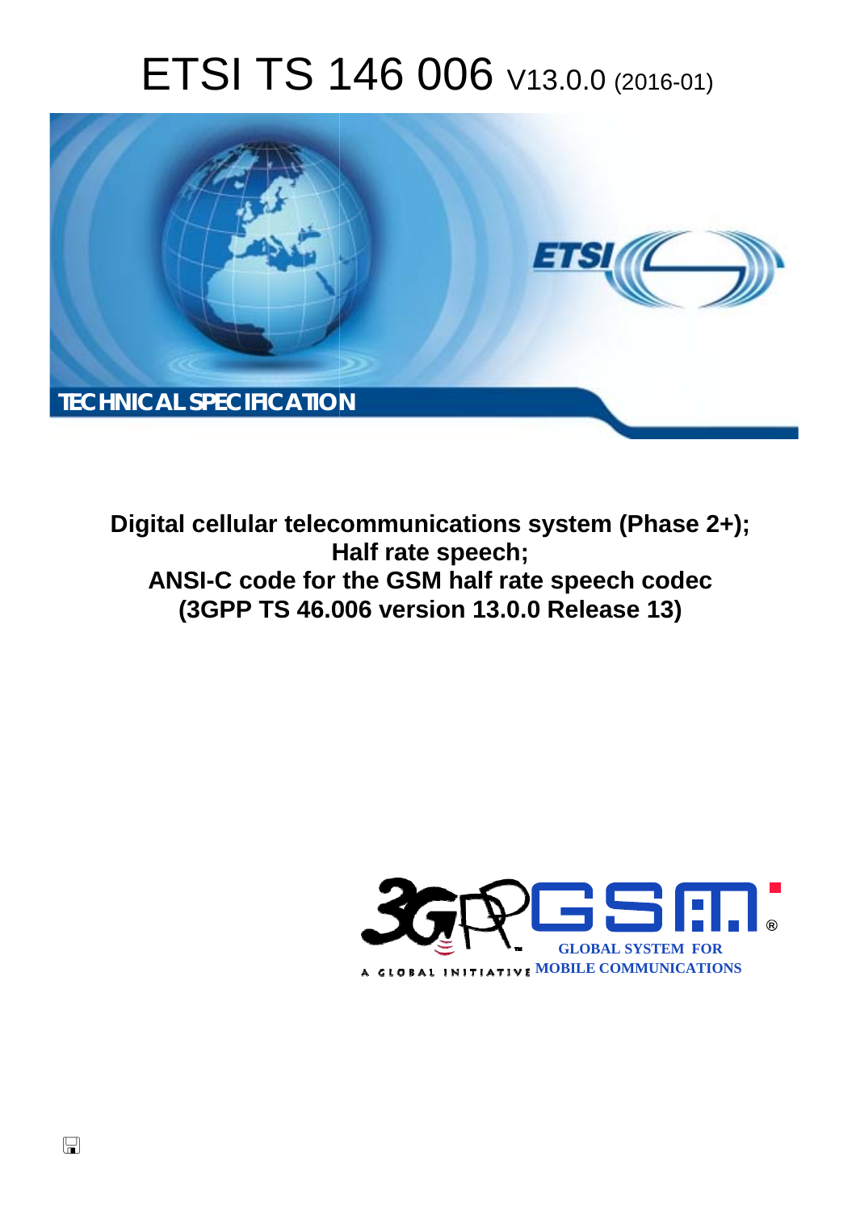# ETSI TS 146 006 V13.0.0 (2016-01)

TECHNICAL SPECIFICATION

**Digital cellular telecommunications system (Phase 2+);**
**Half rate speech;**
**ANSI-C code for the GSM half rate speech codec**
**(3GPP TS 46.006 version 13.0.0 Release 13)**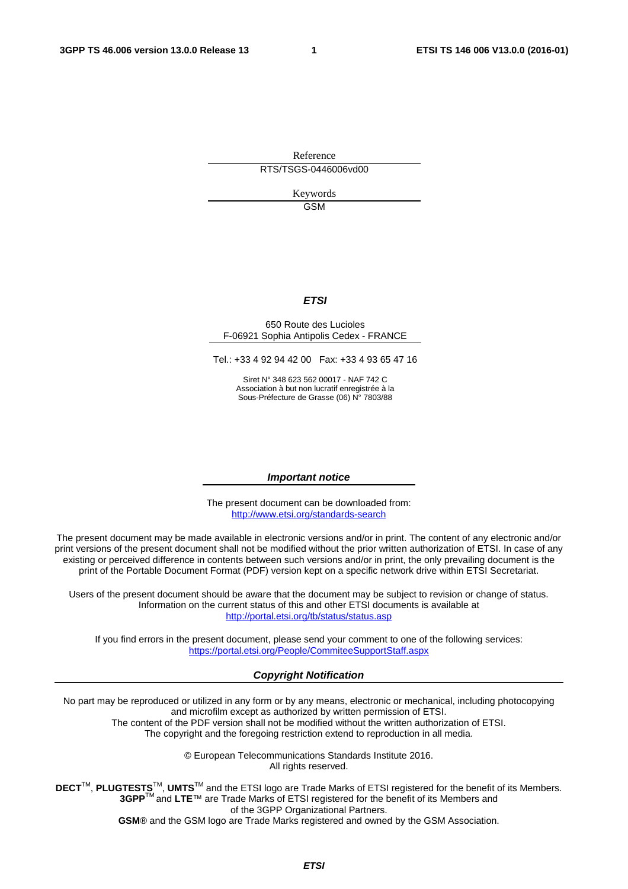Reference

RTS/TSGS-0446006vd00

Keywords

GSM

***ETSI***

650 Route des Lucioles
F-06921 Sophia Antipolis Cedex - FRANCE

Tel.: +33 4 92 94 42 00 Fax: +33 4 93 65 47 16

Siret N° 348 623 562 00017 - NAF 742 C
Association à but non lucratif enregistrée à la
Sous-Préfecture de Grasse (06) N° 7803/88

***Important notice***

The present document can be downloaded from:
http://www.etsi.org/standards-search

The present document may be made available in electronic versions and/or in print. The content of any electronic and/or print versions of the present document shall not be modified without the prior written authorization of ETSI. In case of any existing or perceived difference in contents between such versions and/or in print, the only prevailing document is the print of the Portable Document Format (PDF) version kept on a specific network drive within ETSI Secretariat.

Users of the present document should be aware that the document may be subject to revision or change of status. Information on the current status of this and other ETSI documents is available at
http://portal.etsi.org/tb/status/status.asp

If you find errors in the present document, please send your comment to one of the following services:
https://portal.etsi.org/People/CommiteeSupportStaff.aspx

***Copyright Notification***

No part may be reproduced or utilized in any form or by any means, electronic or mechanical, including photocopying and microfilm except as authorized by written permission of ETSI.
The content of the PDF version shall not be modified without the written authorization of ETSI.
The copyright and the foregoing restriction extend to reproduction in all media.

© European Telecommunications Standards Institute 2016.
All rights reserved.

**DECT**™, **PLUGTESTS**™, **UMTS**™ and the ETSI logo are Trade Marks of ETSI registered for the benefit of its Members.
**3GPP**™ and **LTE**™ are Trade Marks of ETSI registered for the benefit of its Members and of the 3GPP Organizational Partners.
**GSM**® and the GSM logo are Trade Marks registered and owned by the GSM Association.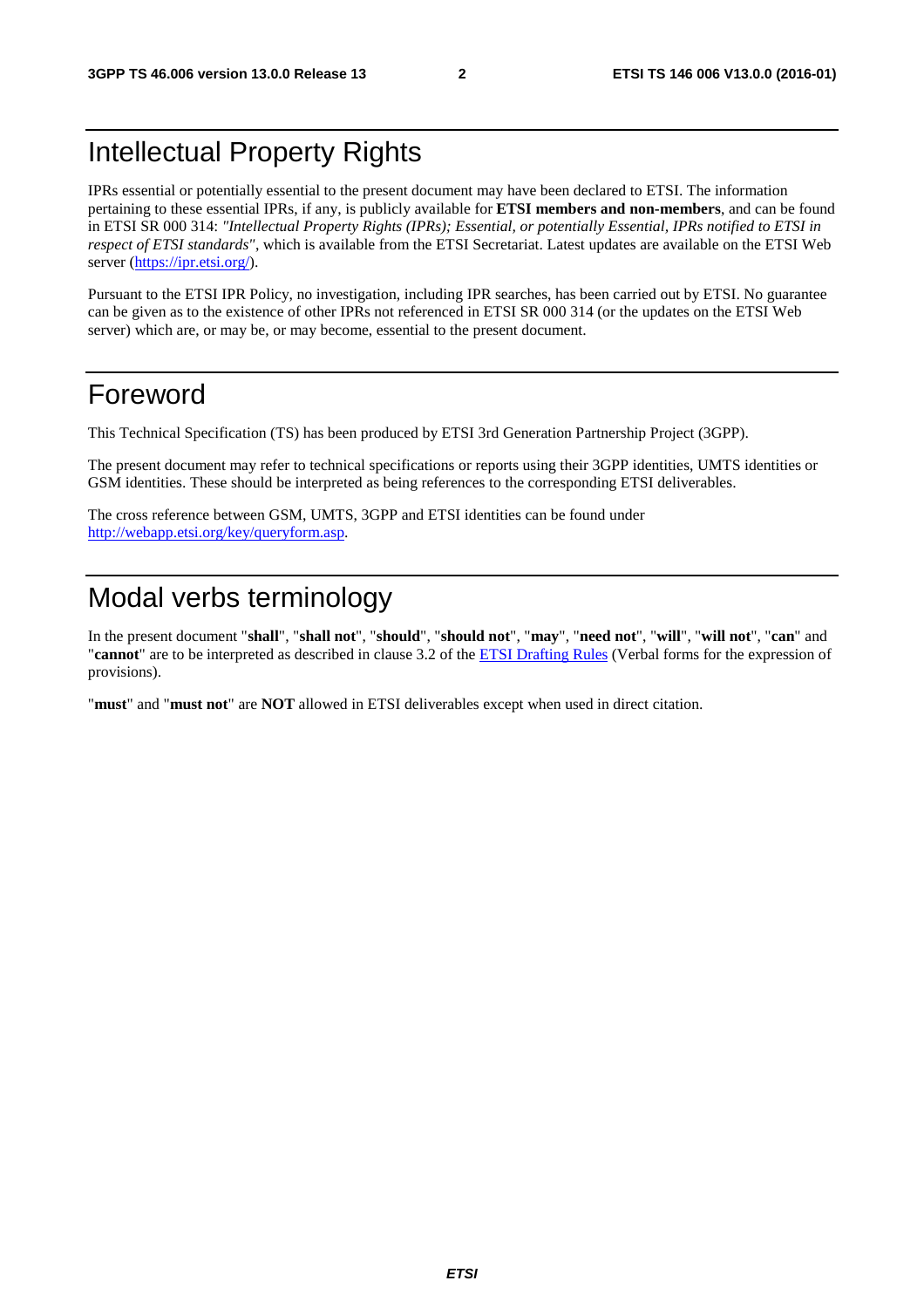# Intellectual Property Rights

IPRs essential or potentially essential to the present document may have been declared to ETSI. The information pertaining to these essential IPRs, if any, is publicly available for **ETSI members and non-members**, and can be found in ETSI SR 000 314: *"Intellectual Property Rights (IPRs); Essential, or potentially Essential, IPRs notified to ETSI in respect of ETSI standards"*, which is available from the ETSI Secretariat. Latest updates are available on the ETSI Web server (https://ipr.etsi.org/).

Pursuant to the ETSI IPR Policy, no investigation, including IPR searches, has been carried out by ETSI. No guarantee can be given as to the existence of other IPRs not referenced in ETSI SR 000 314 (or the updates on the ETSI Web server) which are, or may be, or may become, essential to the present document.

# Foreword

This Technical Specification (TS) has been produced by ETSI 3rd Generation Partnership Project (3GPP).

The present document may refer to technical specifications or reports using their 3GPP identities, UMTS identities or GSM identities. These should be interpreted as being references to the corresponding ETSI deliverables.

The cross reference between GSM, UMTS, 3GPP and ETSI identities can be found under http://webapp.etsi.org/key/queryform.asp.

# Modal verbs terminology

In the present document "**shall**", "**shall not**", "**should**", "**should not**", "**may**", "**need not**", "**will**", "**will not**", "**can**" and "**cannot**" are to be interpreted as described in clause 3.2 of the ETSI Drafting Rules (Verbal forms for the expression of provisions).

"**must**" and "**must not**" are **NOT** allowed in ETSI deliverables except when used in direct citation.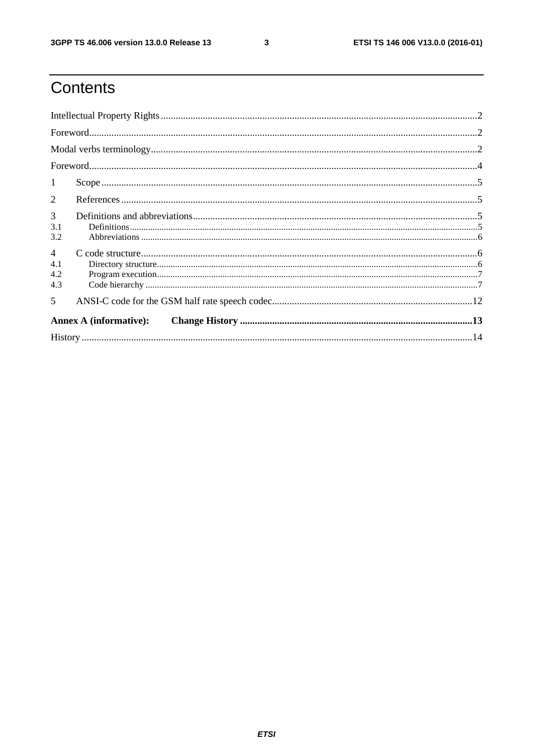# Contents

Intellectual Property Rights ..... 2

Foreword ..... 2

Modal verbs terminology ..... 2

Foreword ..... 4

1 Scope ..... 5

2 References ..... 5

3 Definitions and abbreviations ..... 5

3.1 Definitions ..... 5

3.2 Abbreviations ..... 6

4 C code structure ..... 6

4.1 Directory structure ..... 6

4.2 Program execution ..... 7

4.3 Code hierarchy ..... 7

5 ANSI-C code for the GSM half rate speech codec ..... 12

**Annex A (informative): Change History ..... 13**

History ..... 14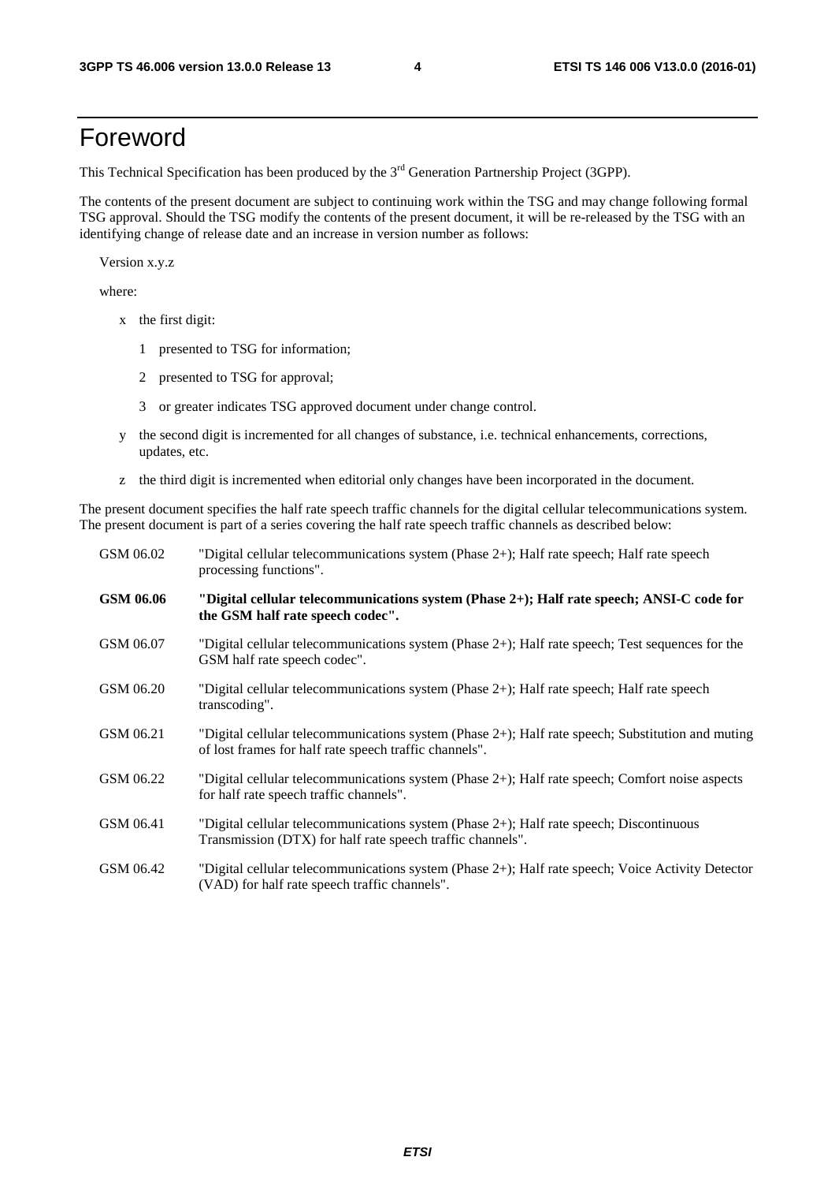# Foreword

This Technical Specification has been produced by the 3rd Generation Partnership Project (3GPP).

The contents of the present document are subject to continuing work within the TSG and may change following formal TSG approval. Should the TSG modify the contents of the present document, it will be re-released by the TSG with an identifying change of release date and an increase in version number as follows:

Version x.y.z

where:

- x the first digit:
  - 1 presented to TSG for information;
  - 2 presented to TSG for approval;
  - 3 or greater indicates TSG approved document under change control.
- y the second digit is incremented for all changes of substance, i.e. technical enhancements, corrections, updates, etc.
- z the third digit is incremented when editorial only changes have been incorporated in the document.

The present document specifies the half rate speech traffic channels for the digital cellular telecommunications system. The present document is part of a series covering the half rate speech traffic channels as described below:

| | |
|---|---|
| GSM 06.02 | "Digital cellular telecommunications system (Phase 2+); Half rate speech; Half rate speech processing functions". |
| **GSM 06.06** | **"Digital cellular telecommunications system (Phase 2+); Half rate speech; ANSI-C code for the GSM half rate speech codec".** |
| GSM 06.07 | "Digital cellular telecommunications system (Phase 2+); Half rate speech; Test sequences for the GSM half rate speech codec". |
| GSM 06.20 | "Digital cellular telecommunications system (Phase 2+); Half rate speech; Half rate speech transcoding". |
| GSM 06.21 | "Digital cellular telecommunications system (Phase 2+); Half rate speech; Substitution and muting of lost frames for half rate speech traffic channels". |
| GSM 06.22 | "Digital cellular telecommunications system (Phase 2+); Half rate speech; Comfort noise aspects for half rate speech traffic channels". |
| GSM 06.41 | "Digital cellular telecommunications system (Phase 2+); Half rate speech; Discontinuous Transmission (DTX) for half rate speech traffic channels". |
| GSM 06.42 | "Digital cellular telecommunications system (Phase 2+); Half rate speech; Voice Activity Detector (VAD) for half rate speech traffic channels". |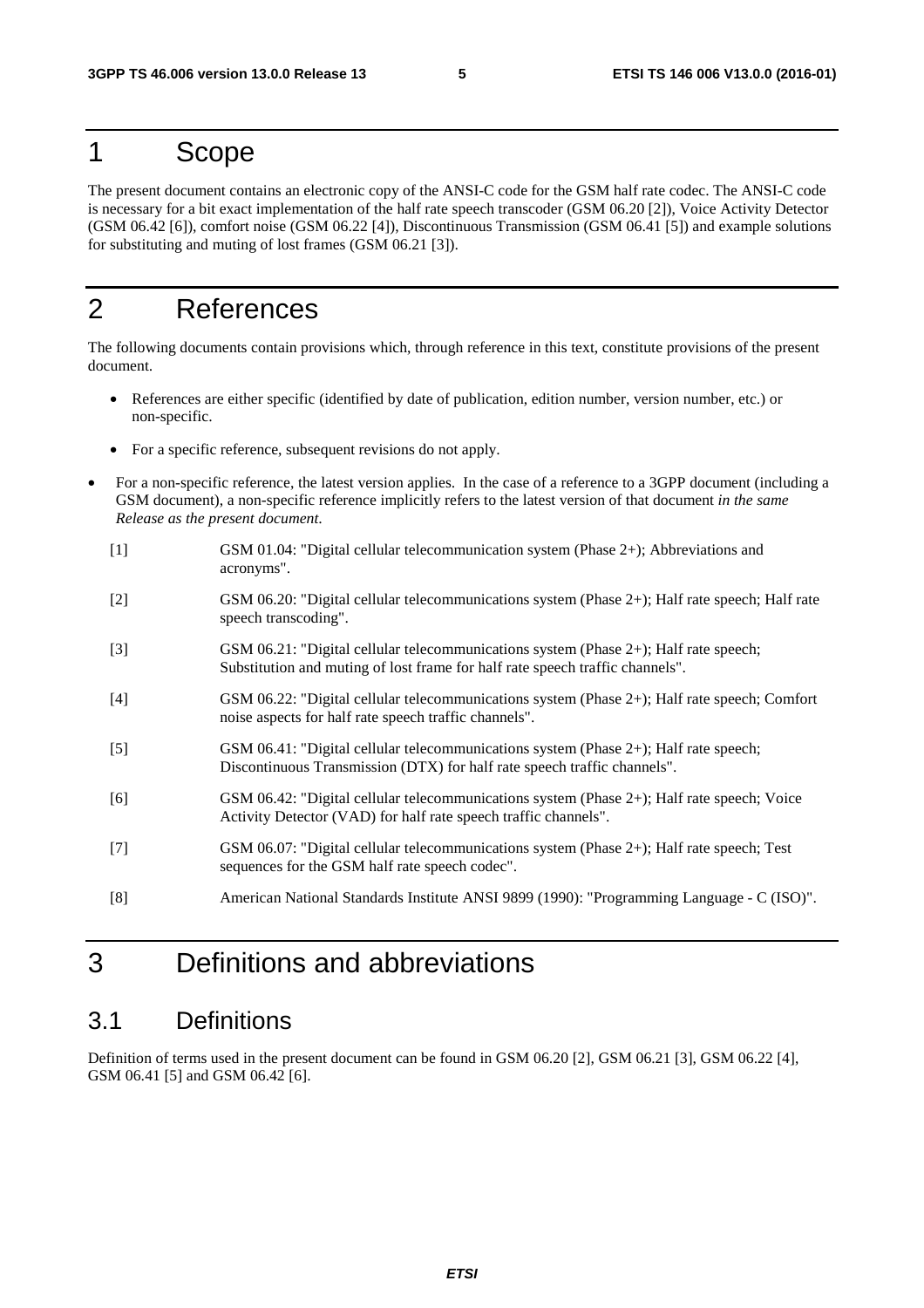# 1 Scope

The present document contains an electronic copy of the ANSI-C code for the GSM half rate codec. The ANSI-C code is necessary for a bit exact implementation of the half rate speech transcoder (GSM 06.20 [2]), Voice Activity Detector (GSM 06.42 [6]), comfort noise (GSM 06.22 [4]), Discontinuous Transmission (GSM 06.41 [5]) and example solutions for substituting and muting of lost frames (GSM 06.21 [3]).

# 2 References

The following documents contain provisions which, through reference in this text, constitute provisions of the present document.

- References are either specific (identified by date of publication, edition number, version number, etc.) or non-specific.
- For a specific reference, subsequent revisions do not apply.
- For a non-specific reference, the latest version applies. In the case of a reference to a 3GPP document (including a GSM document), a non-specific reference implicitly refers to the latest version of that document *in the same Release as the present document.*

[1] GSM 01.04: "Digital cellular telecommunication system (Phase 2+); Abbreviations and acronyms".

[2] GSM 06.20: "Digital cellular telecommunications system (Phase 2+); Half rate speech; Half rate speech transcoding".

[3] GSM 06.21: "Digital cellular telecommunications system (Phase 2+); Half rate speech; Substitution and muting of lost frame for half rate speech traffic channels".

[4] GSM 06.22: "Digital cellular telecommunications system (Phase 2+); Half rate speech; Comfort noise aspects for half rate speech traffic channels".

[5] GSM 06.41: "Digital cellular telecommunications system (Phase 2+); Half rate speech; Discontinuous Transmission (DTX) for half rate speech traffic channels".

[6] GSM 06.42: "Digital cellular telecommunications system (Phase 2+); Half rate speech; Voice Activity Detector (VAD) for half rate speech traffic channels".

[7] GSM 06.07: "Digital cellular telecommunications system (Phase 2+); Half rate speech; Test sequences for the GSM half rate speech codec".

[8] American National Standards Institute ANSI 9899 (1990): "Programming Language - C (ISO)".

# 3 Definitions and abbreviations

## 3.1 Definitions

Definition of terms used in the present document can be found in GSM 06.20 [2], GSM 06.21 [3], GSM 06.22 [4], GSM 06.41 [5] and GSM 06.42 [6].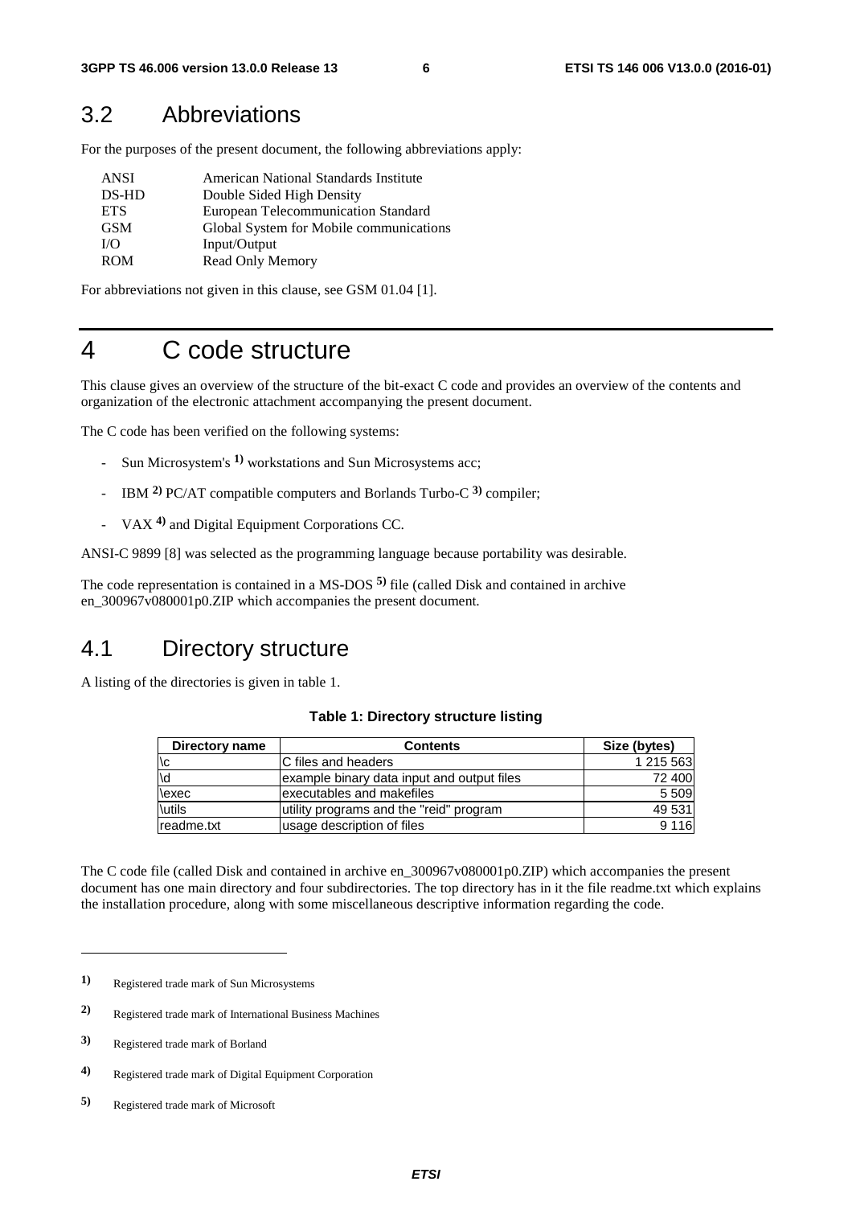## 3.2 Abbreviations

For the purposes of the present document, the following abbreviations apply:

| | |
|---|---|
| ANSI | American National Standards Institute |
| DS-HD | Double Sided High Density |
| ETS | European Telecommunication Standard |
| GSM | Global System for Mobile communications |
| I/O | Input/Output |
| ROM | Read Only Memory |

For abbreviations not given in this clause, see GSM 01.04 [1].

# 4 C code structure

This clause gives an overview of the structure of the bit-exact C code and provides an overview of the contents and organization of the electronic attachment accompanying the present document.

The C code has been verified on the following systems:

- Sun Microsystem's [1] workstations and Sun Microsystems acc;
- IBM [2] PC/AT compatible computers and Borlands Turbo-C [3] compiler;
- VAX [4] and Digital Equipment Corporations CC.

ANSI-C 9899 [8] was selected as the programming language because portability was desirable.

The code representation is contained in a MS-DOS [5] file (called Disk and contained in archive en_300967v080001p0.ZIP which accompanies the present document.

## 4.1 Directory structure

A listing of the directories is given in table 1.

**Table 1: Directory structure listing**

| Directory name | Contents | Size (bytes) |
|---|---|---|
| \c | C files and headers | 1 215 563 |
| \d | example binary data input and output files | 72 400 |
| \exec | executables and makefiles | 5 509 |
| \utils | utility programs and the "reid" program | 49 531 |
| readme.txt | usage description of files | 9 116 |

The C code file (called Disk and contained in archive en_300967v080001p0.ZIP) which accompanies the present document has one main directory and four subdirectories. The top directory has in it the file readme.txt which explains the installation procedure, along with some miscellaneous descriptive information regarding the code.

---

[1] Registered trade mark of Sun Microsystems

[2] Registered trade mark of International Business Machines

[3] Registered trade mark of Borland

[4] Registered trade mark of Digital Equipment Corporation

[5] Registered trade mark of Microsoft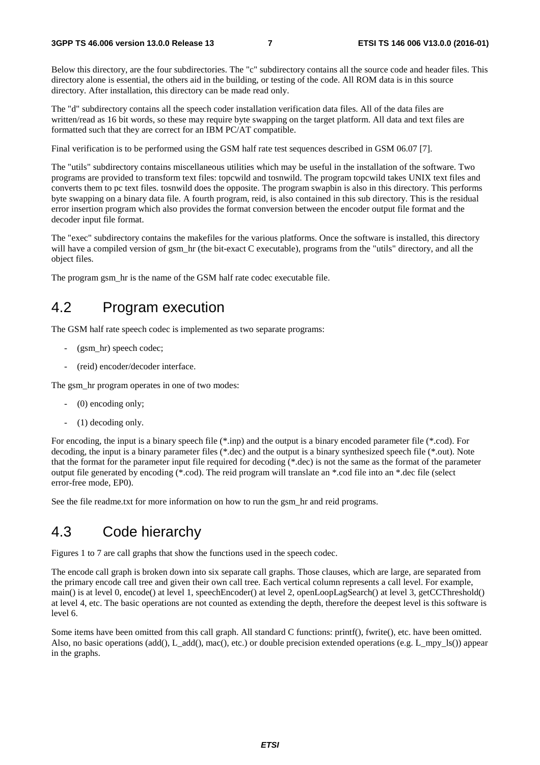Below this directory, are the four subdirectories. The "c" subdirectory contains all the source code and header files. This directory alone is essential, the others aid in the building, or testing of the code. All ROM data is in this source directory. After installation, this directory can be made read only.

The "d" subdirectory contains all the speech coder installation verification data files. All of the data files are written/read as 16 bit words, so these may require byte swapping on the target platform. All data and text files are formatted such that they are correct for an IBM PC/AT compatible.

Final verification is to be performed using the GSM half rate test sequences described in GSM 06.07 [7].

The "utils" subdirectory contains miscellaneous utilities which may be useful in the installation of the software. Two programs are provided to transform text files: topcwild and tosnwild. The program topcwild takes UNIX text files and converts them to pc text files. tosnwild does the opposite. The program swapbin is also in this directory. This performs byte swapping on a binary data file. A fourth program, reid, is also contained in this sub directory. This is the residual error insertion program which also provides the format conversion between the encoder output file format and the decoder input file format.

The "exec" subdirectory contains the makefiles for the various platforms. Once the software is installed, this directory will have a compiled version of gsm_hr (the bit-exact C executable), programs from the "utils" directory, and all the object files.

The program gsm_hr is the name of the GSM half rate codec executable file.

## 4.2 Program execution

The GSM half rate speech codec is implemented as two separate programs:

- (gsm_hr) speech codec;
- (reid) encoder/decoder interface.

The gsm_hr program operates in one of two modes:

- (0) encoding only;
- (1) decoding only.

For encoding, the input is a binary speech file (*.inp) and the output is a binary encoded parameter file (*.cod). For decoding, the input is a binary parameter files (*.dec) and the output is a binary synthesized speech file (*.out). Note that the format for the parameter input file required for decoding (*.dec) is not the same as the format of the parameter output file generated by encoding (*.cod). The reid program will translate an *.cod file into an *.dec file (select error-free mode, EP0).

See the file readme.txt for more information on how to run the gsm_hr and reid programs.

## 4.3 Code hierarchy

Figures 1 to 7 are call graphs that show the functions used in the speech codec.

The encode call graph is broken down into six separate call graphs. Those clauses, which are large, are separated from the primary encode call tree and given their own call tree. Each vertical column represents a call level. For example, main() is at level 0, encode() at level 1, speechEncoder() at level 2, openLoopLagSearch() at level 3, getCCThreshold() at level 4, etc. The basic operations are not counted as extending the depth, therefore the deepest level is this software is level 6.

Some items have been omitted from this call graph. All standard C functions: printf(), fwrite(), etc. have been omitted. Also, no basic operations (add(), L_add(), mac(), etc.) or double precision extended operations (e.g. L_mpy_ls()) appear in the graphs.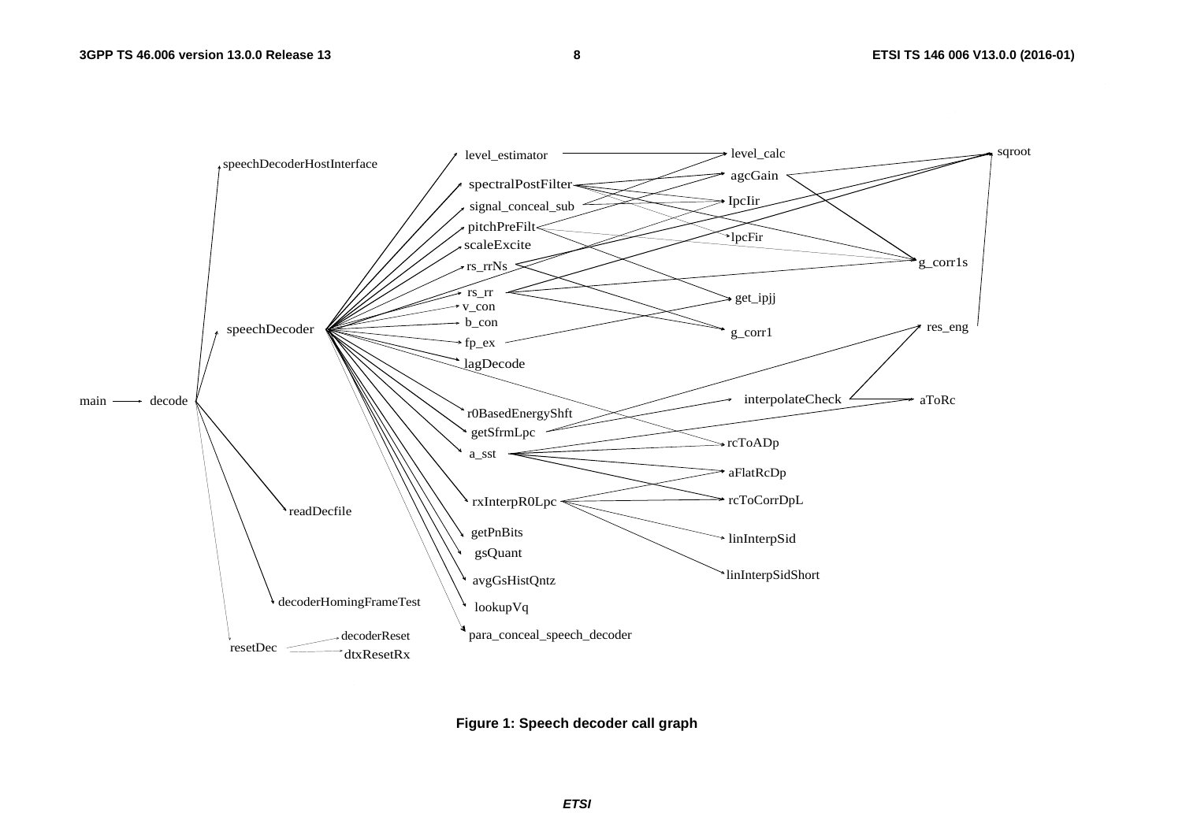**Figure 1: Speech decoder call graph**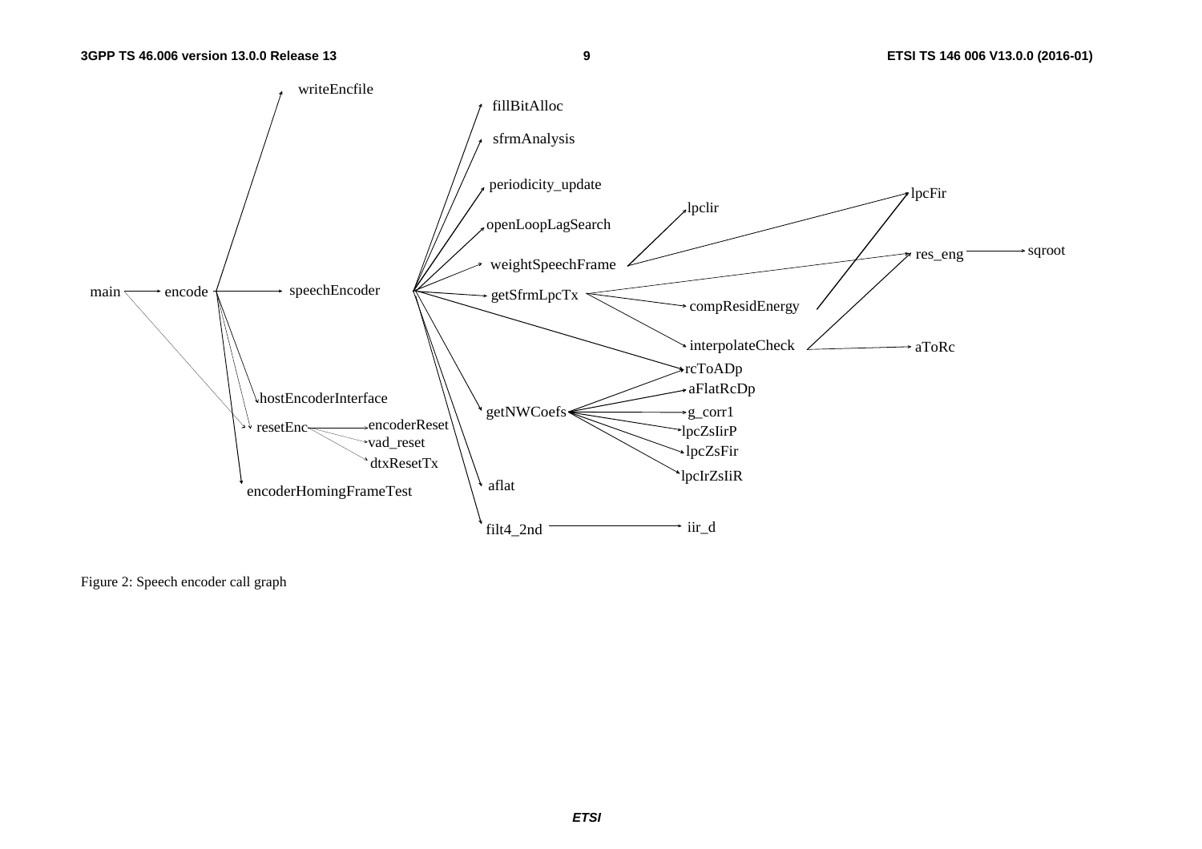Figure 2: Speech encoder call graph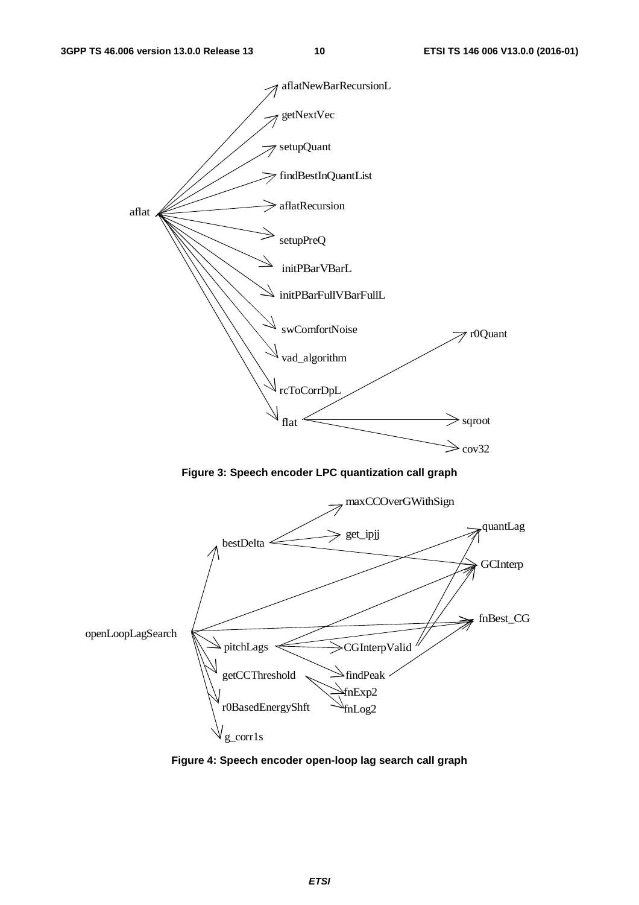aflat

aflatNewBarRecursionL

getNextVec

setupQuant

findBestInQuantList

aflatRecursion

setupPreQ

initPBarVBarL

initPBarFullVBarFullL

swComfortNoise

vad_algorithm

rcToCorrDpL

flat

r0Quant

sqroot

cov32

**Figure 3: Speech encoder LPC quantization call graph**

openLoopLagSearch

bestDelta

maxCCOverGWithSign

get_ipjj

quantLag

GCInterp

fnBest_CG

pitchLags

CGInterpValid

getCCThreshold

findPeak

fnExp2

r0BasedEnergyShft

fnLog2

g_corr1s

**Figure 4: Speech encoder open-loop lag search call graph**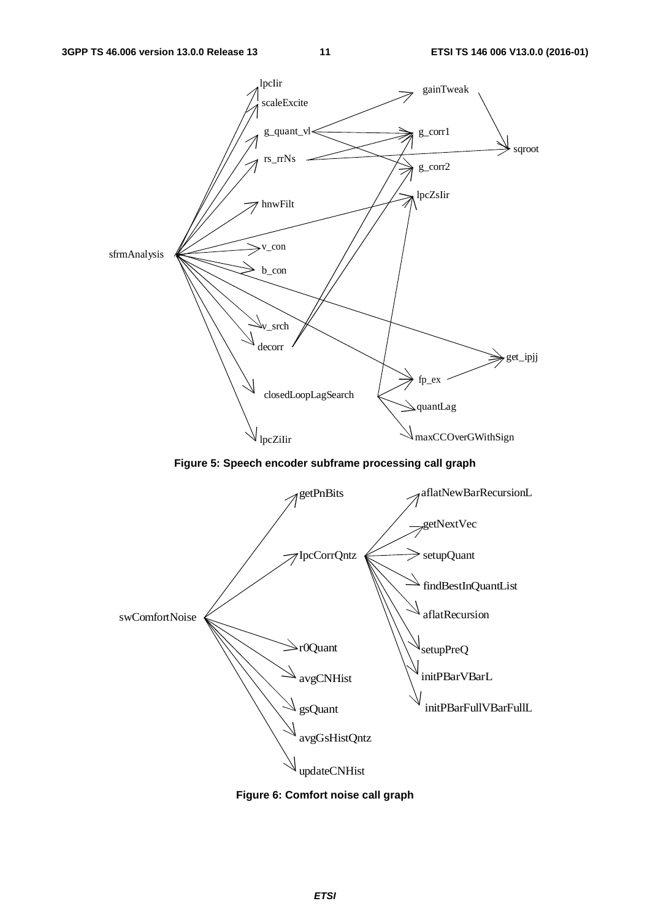Figure 5: Speech encoder subframe processing call graph

Figure 6: Comfort noise call graph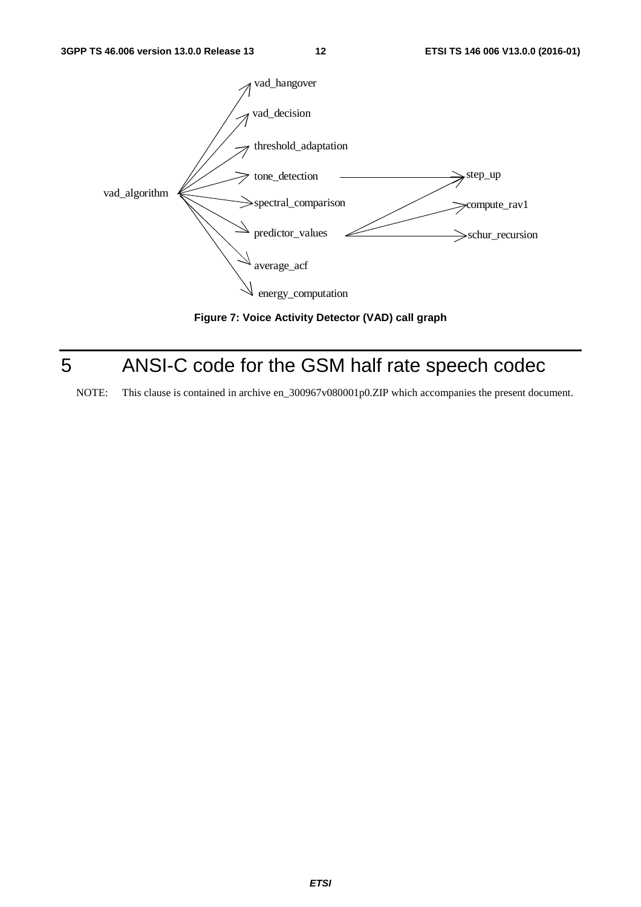vad_hangover

vad_decision

threshold_adaptation

tone_detection

spectral_comparison

predictor_values

average_acf

energy_computation

vad_algorithm

step_up

compute_rav1

schur_recursion

**Figure 7: Voice Activity Detector (VAD) call graph**

# 5 ANSI-C code for the GSM half rate speech codec

NOTE: This clause is contained in archive en_300967v080001p0.ZIP which accompanies the present document.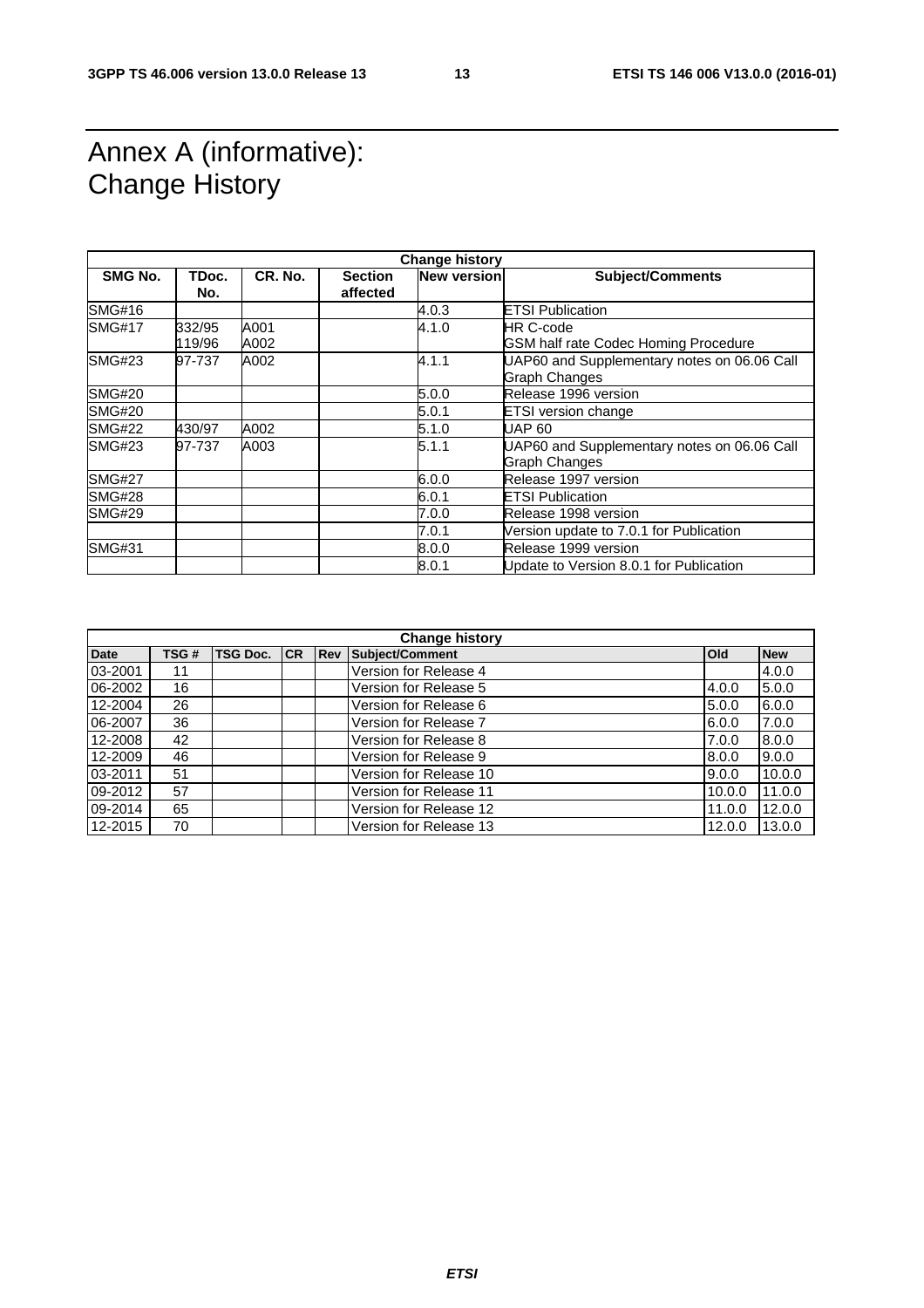# Annex A (informative): Change History

| Change history | | | | | |
|---|---|---|---|---|---|
| SMG No. | TDoc. No. | CR. No. | Section affected | New version | Subject/Comments |
| SMG#16 | | | | 4.0.3 | ETSI Publication |
| SMG#17 | 332/95 119/96 | A001 A002 | | 4.1.0 | HR C-code GSM half rate Codec Homing Procedure |
| SMG#23 | 97-737 | A002 | | 4.1.1 | UAP60 and Supplementary notes on 06.06 Call Graph Changes |
| SMG#20 | | | | 5.0.0 | Release 1996 version |
| SMG#20 | | | | 5.0.1 | ETSI version change |
| SMG#22 | 430/97 | A002 | | 5.1.0 | UAP 60 |
| SMG#23 | 97-737 | A003 | | 5.1.1 | UAP60 and Supplementary notes on 06.06 Call Graph Changes |
| SMG#27 | | | | 6.0.0 | Release 1997 version |
| SMG#28 | | | | 6.0.1 | ETSI Publication |
| SMG#29 | | | | 7.0.0 | Release 1998 version |
| | | | | 7.0.1 | Version update to 7.0.1 for Publication |
| SMG#31 | | | | 8.0.0 | Release 1999 version |
| | | | | 8.0.1 | Update to Version 8.0.1 for Publication |

| Change history | | | | | | | |
|---|---|---|---|---|---|---|---|
| Date | TSG # | TSG Doc. | CR | Rev | Subject/Comment | Old | New |
| 03-2001 | 11 | | | | Version for Release 4 | | 4.0.0 |
| 06-2002 | 16 | | | | Version for Release 5 | 4.0.0 | 5.0.0 |
| 12-2004 | 26 | | | | Version for Release 6 | 5.0.0 | 6.0.0 |
| 06-2007 | 36 | | | | Version for Release 7 | 6.0.0 | 7.0.0 |
| 12-2008 | 42 | | | | Version for Release 8 | 7.0.0 | 8.0.0 |
| 12-2009 | 46 | | | | Version for Release 9 | 8.0.0 | 9.0.0 |
| 03-2011 | 51 | | | | Version for Release 10 | 9.0.0 | 10.0.0 |
| 09-2012 | 57 | | | | Version for Release 11 | 10.0.0 | 11.0.0 |
| 09-2014 | 65 | | | | Version for Release 12 | 11.0.0 | 12.0.0 |
| 12-2015 | 70 | | | | Version for Release 13 | 12.0.0 | 13.0.0 |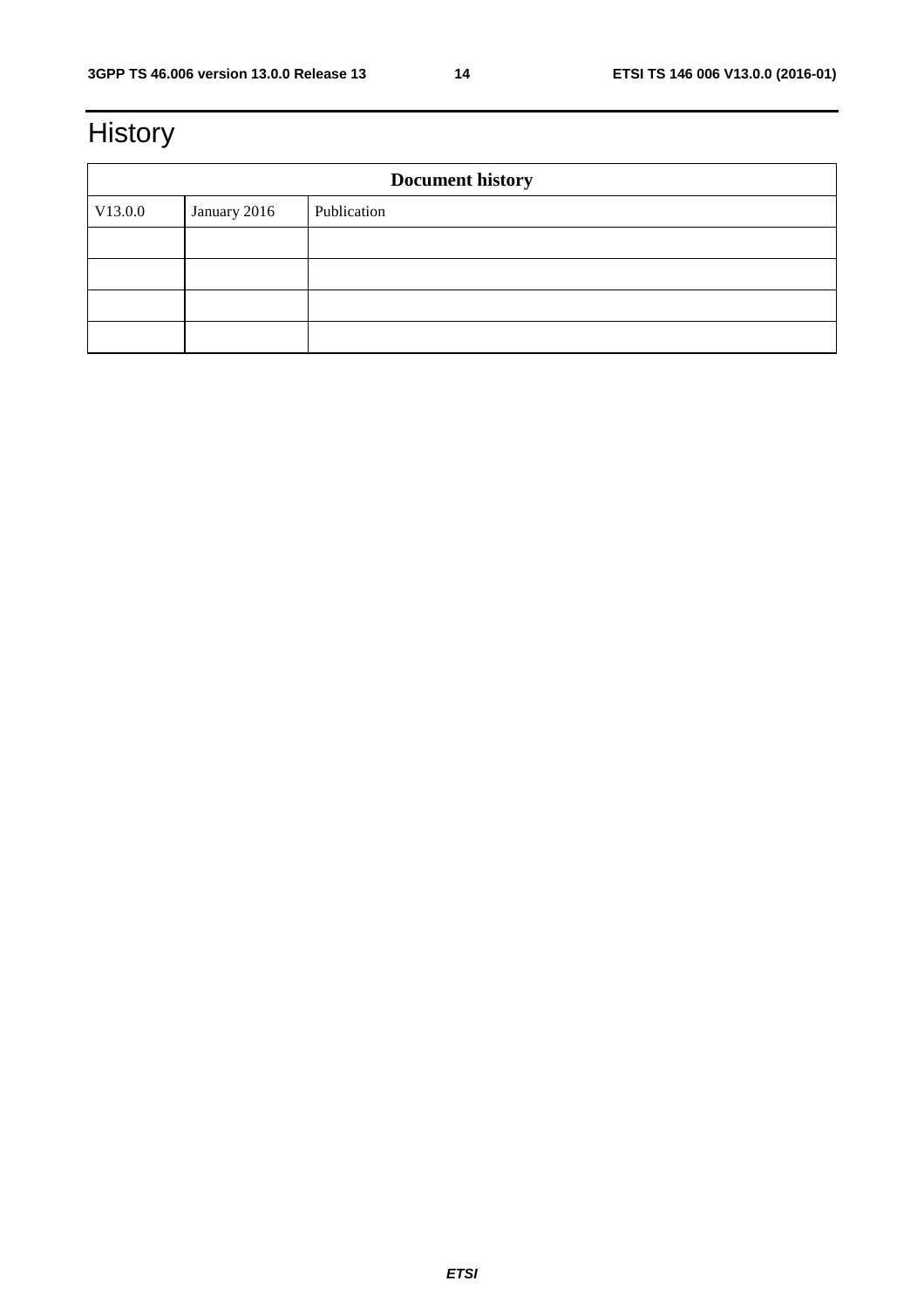# History

| Document history | | |
| --- | --- | --- |
| V13.0.0 | January 2016 | Publication |
| | | |
| | | |
| | | |
| | | |